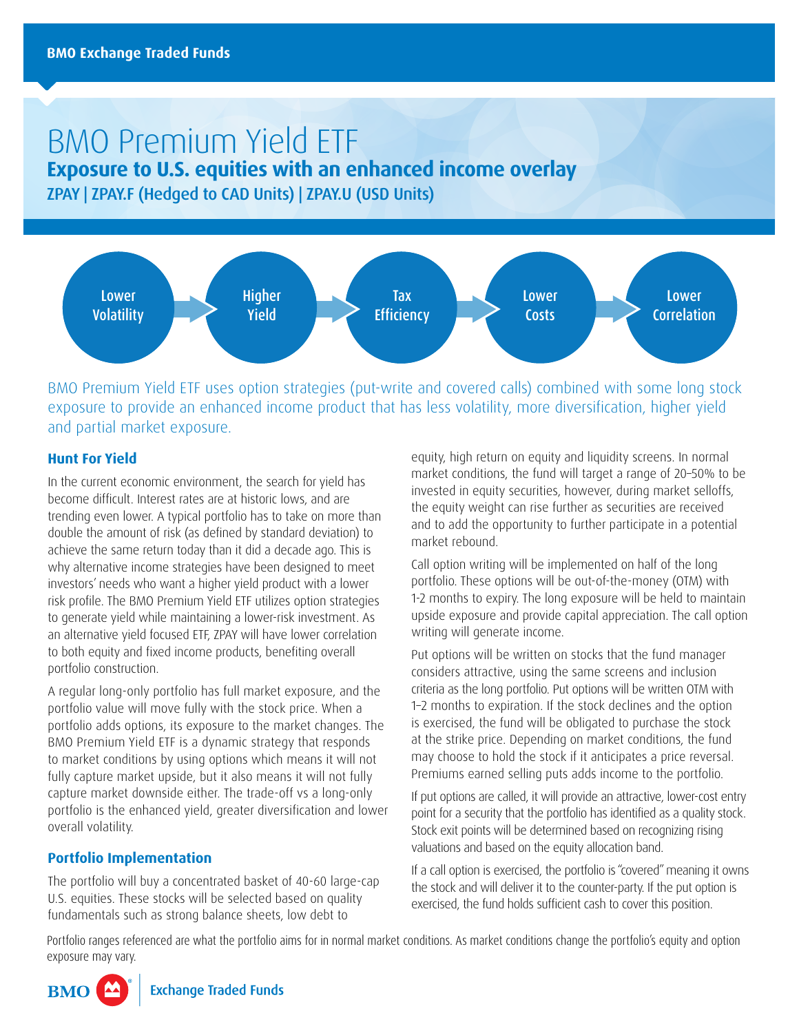BMO Exchange Traded Funds

# BMO Premium Yield ETF

## Exposure to U.S. equities with an enhanced income overlay

ZPAY | ZPAY.F (Hedged to CAD Units) | ZPAY.U (USD Units)

Lower Volatility → Higher Yield → Tax Efficiency → Lower Costs → Lower Correlation

BMO Premium Yield ETF uses option strategies (put-write and covered calls) combined with some long stock exposure to provide an enhanced income product that has less volatility, more diversification, higher yield and partial market exposure.

### Hunt For Yield

In the current economic environment, the search for yield has become difficult. Interest rates are at historic lows, and are trending even lower. A typical portfolio has to take on more than double the amount of risk (as defined by standard deviation) to achieve the same return today than it did a decade ago. This is why alternative income strategies have been designed to meet investors' needs who want a higher yield product with a lower risk profile. The BMO Premium Yield ETF utilizes option strategies to generate yield while maintaining a lower-risk investment. As an alternative yield focused ETF, ZPAY will have lower correlation to both equity and fixed income products, benefiting overall portfolio construction.

A regular long-only portfolio has full market exposure, and the portfolio value will move fully with the stock price. When a portfolio adds options, its exposure to the market changes. The BMO Premium Yield ETF is a dynamic strategy that responds to market conditions by using options which means it will not fully capture market upside, but it also means it will not fully capture market downside either. The trade-off vs a long-only portfolio is the enhanced yield, greater diversification and lower overall volatility.

### Portfolio Implementation

The portfolio will buy a concentrated basket of 40-60 large-cap U.S. equities. These stocks will be selected based on quality fundamentals such as strong balance sheets, low debt to equity, high return on equity and liquidity screens. In normal market conditions, the fund will target a range of 20–50% to be invested in equity securities, however, during market selloffs, the equity weight can rise further as securities are received and to add the opportunity to further participate in a potential market rebound.

Call option writing will be implemented on half of the long portfolio. These options will be out-of-the-money (OTM) with 1-2 months to expiry. The long exposure will be held to maintain upside exposure and provide capital appreciation. The call option writing will generate income.

Put options will be written on stocks that the fund manager considers attractive, using the same screens and inclusion criteria as the long portfolio. Put options will be written OTM with 1–2 months to expiration. If the stock declines and the option is exercised, the fund will be obligated to purchase the stock at the strike price. Depending on market conditions, the fund may choose to hold the stock if it anticipates a price reversal. Premiums earned selling puts adds income to the portfolio.

If put options are called, it will provide an attractive, lower-cost entry point for a security that the portfolio has identified as a quality stock. Stock exit points will be determined based on recognizing rising valuations and based on the equity allocation band.

If a call option is exercised, the portfolio is "covered" meaning it owns the stock and will deliver it to the counter-party. If the put option is exercised, the fund holds sufficient cash to cover this position.

Portfolio ranges referenced are what the portfolio aims for in normal market conditions. As market conditions change the portfolio's equity and option exposure may vary.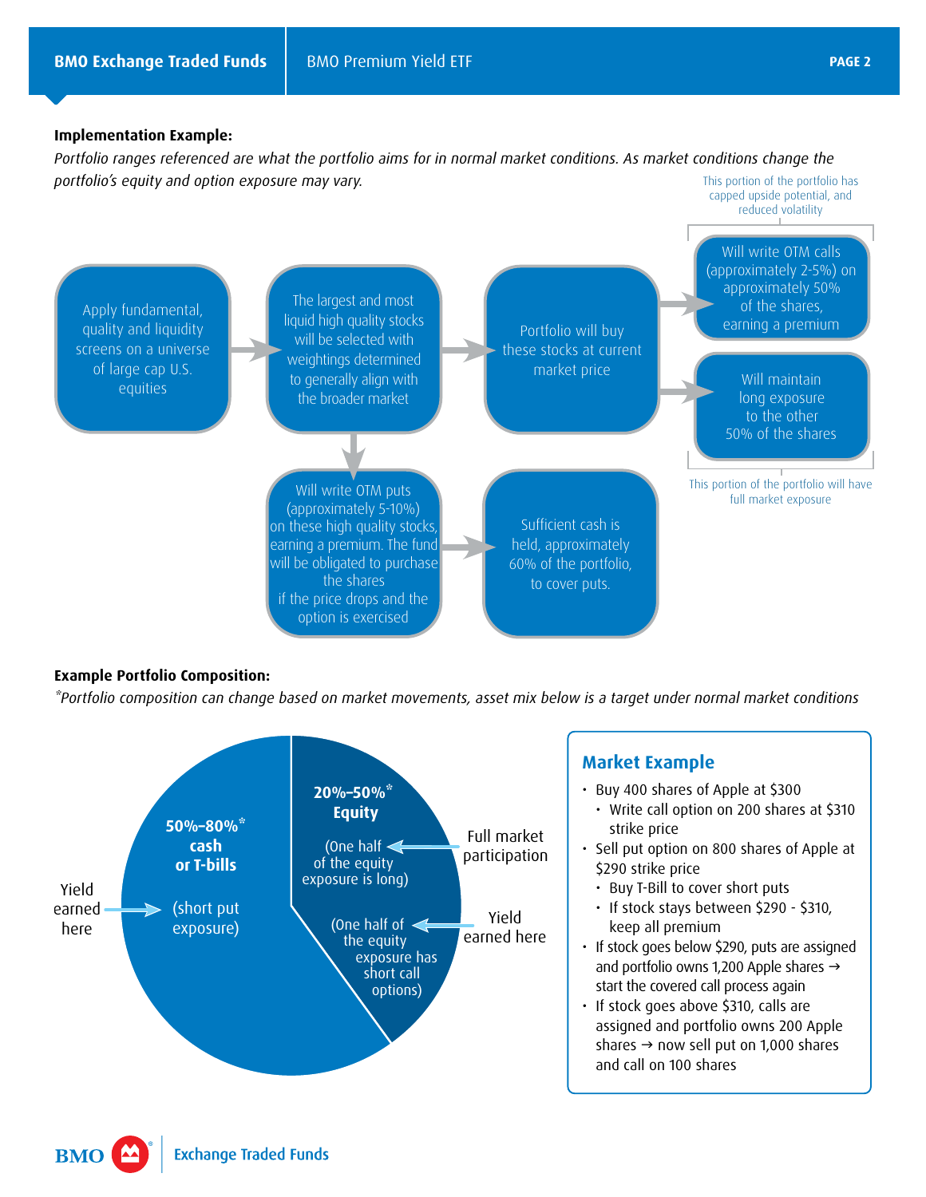**Implementation Example:**

*Portfolio ranges referenced are what the portfolio aims for in normal market conditions. As market conditions change the portfolio's equity and option exposure may vary.*

Apply fundamental, quality and liquidity screens on a universe of large cap U.S. equities

→ The largest and most liquid high quality stocks will be selected with weightings determined to generally align with the broader market

→ Portfolio will buy these stocks at current market price

→ Will write OTM calls (approximately 2-5%) on approximately 50% of the shares, earning a premium

This portion of the portfolio has capped upside potential, and reduced volatility

→ Will maintain long exposure to the other 50% of the shares

This portion of the portfolio will have full market exposure

The largest and most liquid high quality stocks... ↓ Will write OTM puts (approximately 5-10%) on these high quality stocks, earning a premium. The fund will be obligated to purchase the shares if the price drops and the option is exercised

→ Sufficient cash is held, approximately 60% of the portfolio, to cover puts.

**Example Portfolio Composition:**

*\*Portfolio composition can change based on market movements, asset mix below is a target under normal market conditions*

- **50%–80%\* cash or T-bills** (short put exposure) — Yield earned here
- **20%–50%\* Equity**
  - (One half of the equity exposure is long) — Full market participation
  - (One half of the equity exposure has short call options) — Yield earned here

## Market Example

- Buy 400 shares of Apple at $300
  - Write call option on 200 shares at $310 strike price
- Sell put option on 800 shares of Apple at $290 strike price
  - Buy T-Bill to cover short puts
  - If stock stays between $290 - $310, keep all premium
- If stock goes below $290, puts are assigned and portfolio owns 1,200 Apple shares → start the covered call process again
- If stock goes above $310, calls are assigned and portfolio owns 200 Apple shares → now sell put on 1,000 shares and call on 100 shares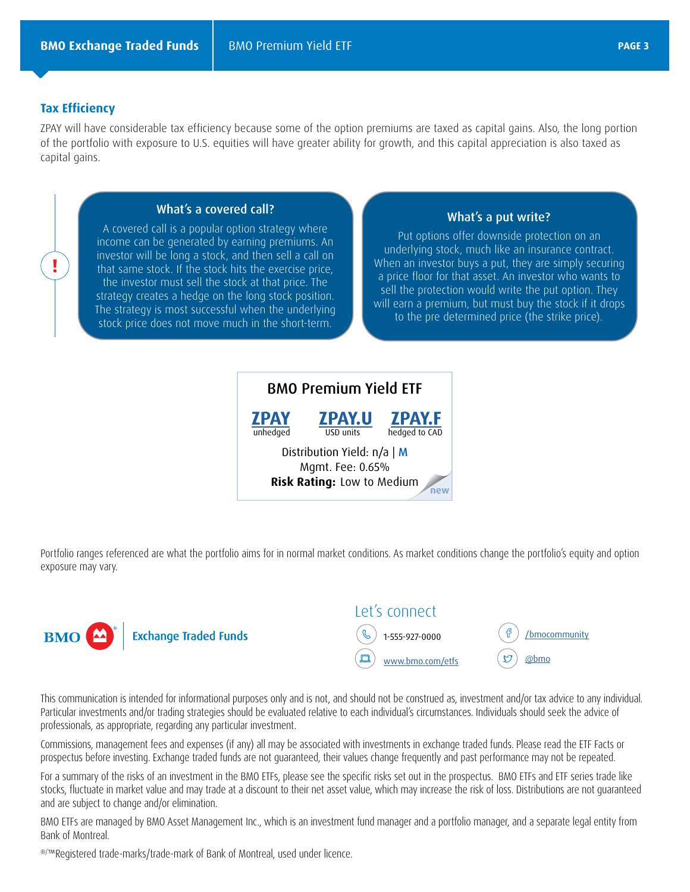## Tax Efficiency

ZPAY will have considerable tax efficiency because some of the option premiums are taxed as capital gains. Also, the long portion of the portfolio with exposure to U.S. equities will have greater ability for growth, and this capital appreciation is also taxed as capital gains.

### What's a covered call?

A covered call is a popular option strategy where income can be generated by earning premiums. An investor will be long a stock, and then sell a call on that same stock. If the stock hits the exercise price, the investor must sell the stock at that price. The strategy creates a hedge on the long stock position. The strategy is most successful when the underlying stock price does not move much in the short-term.

### What's a put write?

Put options offer downside protection on an underlying stock, much like an insurance contract. When an investor buys a put, they are simply securing a price floor for that asset. An investor who wants to sell the protection would write the put option. They will earn a premium, but must buy the stock if it drops to the pre determined price (the strike price).

### BMO Premium Yield ETF

**ZPAY** unhedged | **ZPAY.U** USD units | **ZPAY.F** hedged to CAD

Distribution Yield: n/a | M

Mgmt. Fee: 0.65%

**Risk Rating:** Low to Medium

new

Portfolio ranges referenced are what the portfolio aims for in normal market conditions. As market conditions change the portfolio's equity and option exposure may vary.

BMO Exchange Traded Funds

Let's connect

1-555-927-0000

www.bmo.com/etfs

/bmocommunity

@bmo

This communication is intended for informational purposes only and is not, and should not be construed as, investment and/or tax advice to any individual. Particular investments and/or trading strategies should be evaluated relative to each individual's circumstances. Individuals should seek the advice of professionals, as appropriate, regarding any particular investment.

Commissions, management fees and expenses (if any) all may be associated with investments in exchange traded funds. Please read the ETF Facts or prospectus before investing. Exchange traded funds are not guaranteed, their values change frequently and past performance may not be repeated.

For a summary of the risks of an investment in the BMO ETFs, please see the specific risks set out in the prospectus. BMO ETFs and ETF series trade like stocks, fluctuate in market value and may trade at a discount to their net asset value, which may increase the risk of loss. Distributions are not guaranteed and are subject to change and/or elimination.

BMO ETFs are managed by BMO Asset Management Inc., which is an investment fund manager and a portfolio manager, and a separate legal entity from Bank of Montreal.

®/™Registered trade-marks/trade-mark of Bank of Montreal, used under licence.